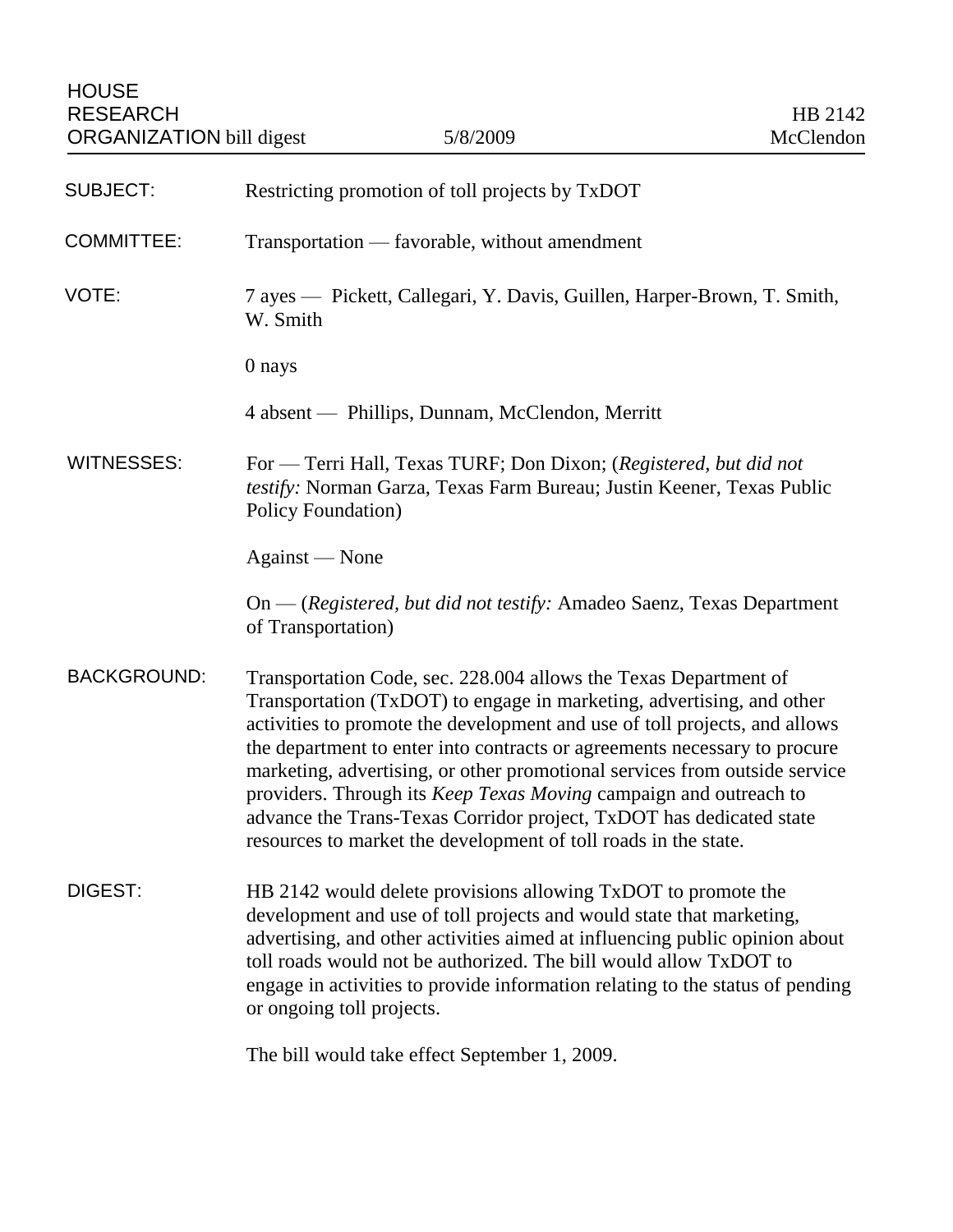HOUSE RESEARCH ORGANIZATION bill digest — 5/8/2009 — HB 2142 McClendon

**SUBJECT:** Restricting promotion of toll projects by TxDOT

**COMMITTEE:** Transportation — favorable, without amendment

**VOTE:** 7 ayes — Pickett, Callegari, Y. Davis, Guillen, Harper-Brown, T. Smith, W. Smith

0 nays

4 absent — Phillips, Dunnam, McClendon, Merritt

**WITNESSES:** For — Terri Hall, Texas TURF; Don Dixon; (*Registered, but did not testify:* Norman Garza, Texas Farm Bureau; Justin Keener, Texas Public Policy Foundation)

Against — None

On — (*Registered, but did not testify:* Amadeo Saenz, Texas Department of Transportation)

**BACKGROUND:** Transportation Code, sec. 228.004 allows the Texas Department of Transportation (TxDOT) to engage in marketing, advertising, and other activities to promote the development and use of toll projects, and allows the department to enter into contracts or agreements necessary to procure marketing, advertising, or other promotional services from outside service providers. Through its *Keep Texas Moving* campaign and outreach to advance the Trans-Texas Corridor project, TxDOT has dedicated state resources to market the development of toll roads in the state.

**DIGEST:** HB 2142 would delete provisions allowing TxDOT to promote the development and use of toll projects and would state that marketing, advertising, and other activities aimed at influencing public opinion about toll roads would not be authorized. The bill would allow TxDOT to engage in activities to provide information relating to the status of pending or ongoing toll projects.

The bill would take effect September 1, 2009.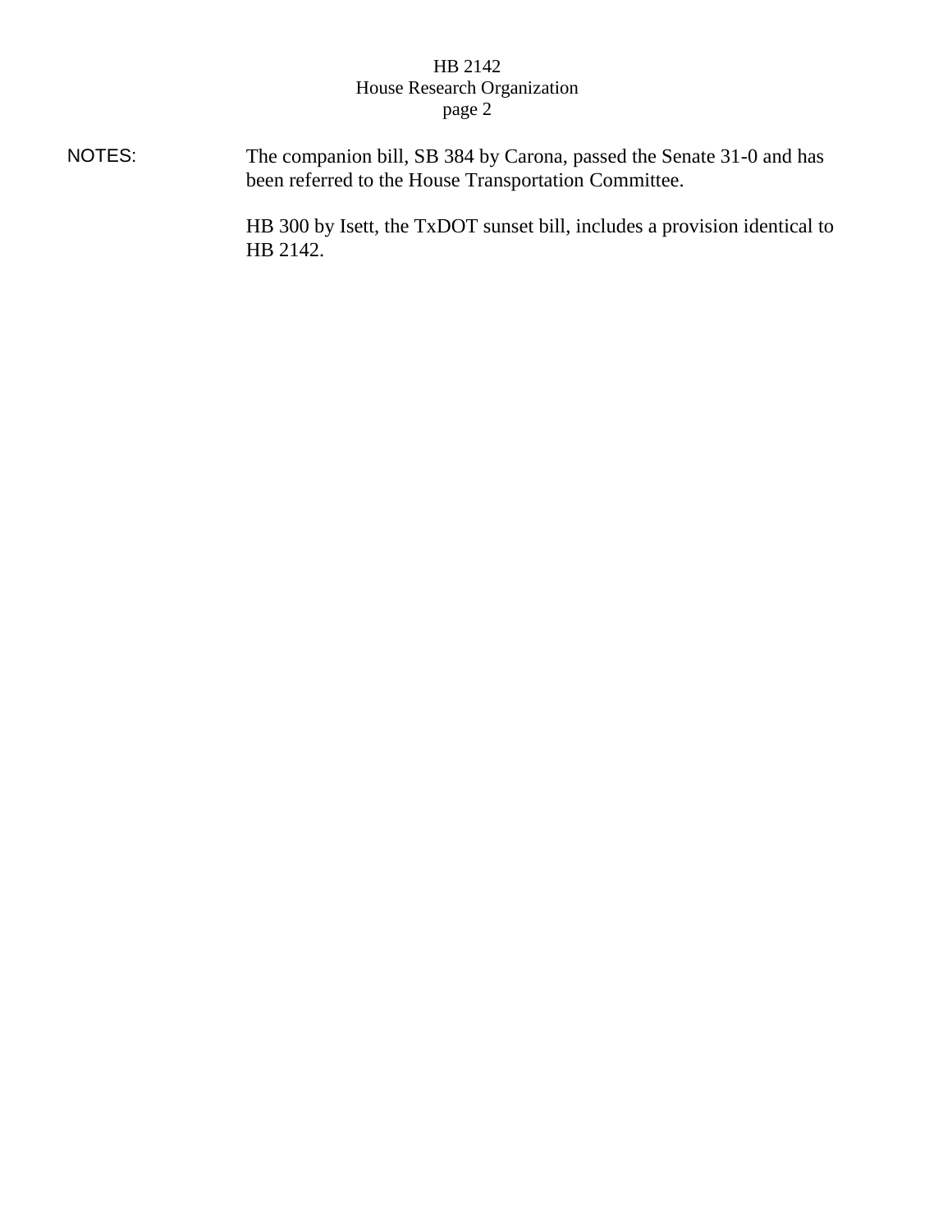NOTES: The companion bill, SB 384 by Carona, passed the Senate 31-0 and has been referred to the House Transportation Committee.

HB 300 by Isett, the TxDOT sunset bill, includes a provision identical to HB 2142.